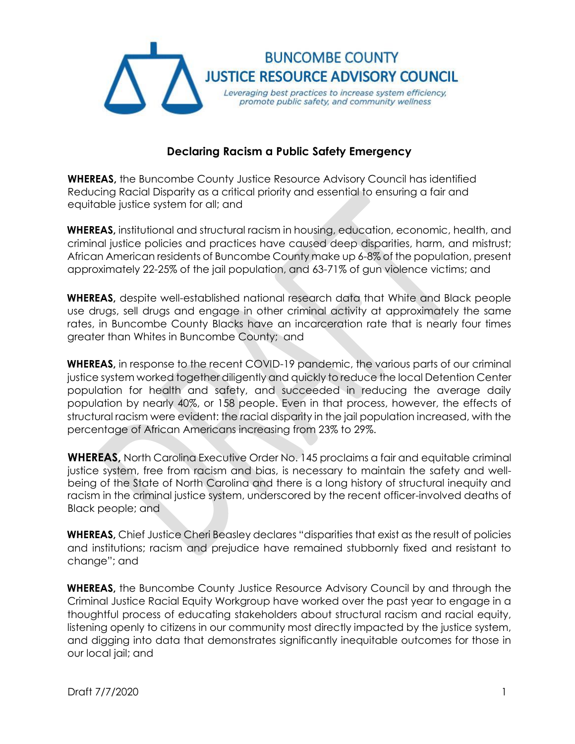# BUNCOMBE COUNTY JUSTICE RESOURCE ADVISORY COUNCIL

*Leveraging best practices to increase system efficiency, promote public safety, and community wellness*

## Declaring Racism a Public Safety Emergency

**WHEREAS,** the Buncombe County Justice Resource Advisory Council has identified Reducing Racial Disparity as a critical priority and essential to ensuring a fair and equitable justice system for all; and

**WHEREAS,** institutional and structural racism in housing, education, economic, health, and criminal justice policies and practices have caused deep disparities, harm, and mistrust; African American residents of Buncombe County make up 6-8% of the population, present approximately 22-25% of the jail population, and 63-71% of gun violence victims; and

**WHEREAS,** despite well-established national research data that White and Black people use drugs, sell drugs and engage in other criminal activity at approximately the same rates, in Buncombe County Blacks have an incarceration rate that is nearly four times greater than Whites in Buncombe County; and

**WHEREAS,** in response to the recent COVID-19 pandemic, the various parts of our criminal justice system worked together diligently and quickly to reduce the local Detention Center population for health and safety, and succeeded in reducing the average daily population by nearly 40%, or 158 people. Even in that process, however, the effects of structural racism were evident: the racial disparity in the jail population increased, with the percentage of African Americans increasing from 23% to 29%.

**WHEREAS,** North Carolina Executive Order No. 145 proclaims a fair and equitable criminal justice system, free from racism and bias, is necessary to maintain the safety and well-being of the State of North Carolina and there is a long history of structural inequity and racism in the criminal justice system, underscored by the recent officer-involved deaths of Black people; and

**WHEREAS,** Chief Justice Cheri Beasley declares "disparities that exist as the result of policies and institutions; racism and prejudice have remained stubbornly fixed and resistant to change"; and

**WHEREAS,** the Buncombe County Justice Resource Advisory Council by and through the Criminal Justice Racial Equity Workgroup have worked over the past year to engage in a thoughtful process of educating stakeholders about structural racism and racial equity, listening openly to citizens in our community most directly impacted by the justice system, and digging into data that demonstrates significantly inequitable outcomes for those in our local jail; and

Draft 7/7/2020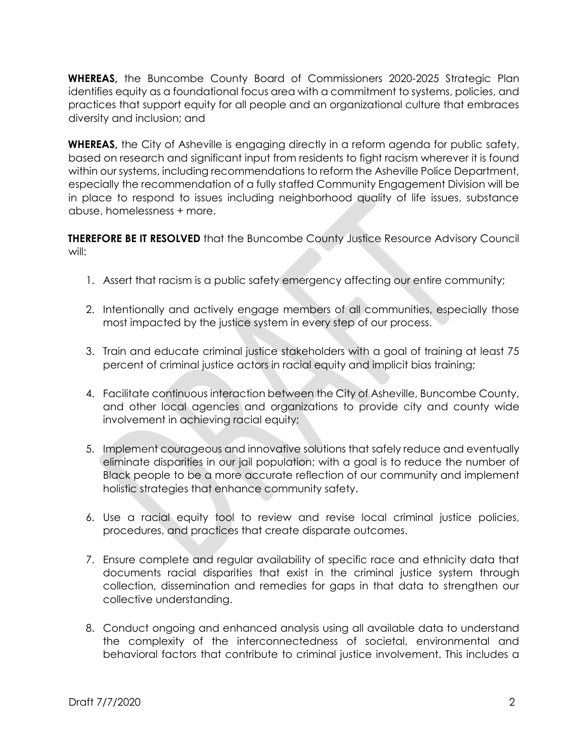**WHEREAS,** the Buncombe County Board of Commissioners 2020-2025 Strategic Plan identifies equity as a foundational focus area with a commitment to systems, policies, and practices that support equity for all people and an organizational culture that embraces diversity and inclusion; and

**WHEREAS,** the City of Asheville is engaging directly in a reform agenda for public safety, based on research and significant input from residents to fight racism wherever it is found within our systems, including recommendations to reform the Asheville Police Department, especially the recommendation of a fully staffed Community Engagement Division will be in place to respond to issues including neighborhood quality of life issues, substance abuse, homelessness + more.

**THEREFORE BE IT RESOLVED** that the Buncombe County Justice Resource Advisory Council will:

1. Assert that racism is a public safety emergency affecting our entire community;

2. Intentionally and actively engage members of all communities, especially those most impacted by the justice system in every step of our process.

3. Train and educate criminal justice stakeholders with a goal of training at least 75 percent of criminal justice actors in racial equity and implicit bias training;

4. Facilitate continuous interaction between the City of Asheville, Buncombe County, and other local agencies and organizations to provide city and county wide involvement in achieving racial equity;

5. Implement courageous and innovative solutions that safely reduce and eventually eliminate disparities in our jail population; with a goal is to reduce the number of Black people to be a more accurate reflection of our community and implement holistic strategies that enhance community safety.

6. Use a racial equity tool to review and revise local criminal justice policies, procedures, and practices that create disparate outcomes.

7. Ensure complete and regular availability of specific race and ethnicity data that documents racial disparities that exist in the criminal justice system through collection, dissemination and remedies for gaps in that data to strengthen our collective understanding.

8. Conduct ongoing and enhanced analysis using all available data to understand the complexity of the interconnectedness of societal, environmental and behavioral factors that contribute to criminal justice involvement. This includes a

Draft 7/7/2020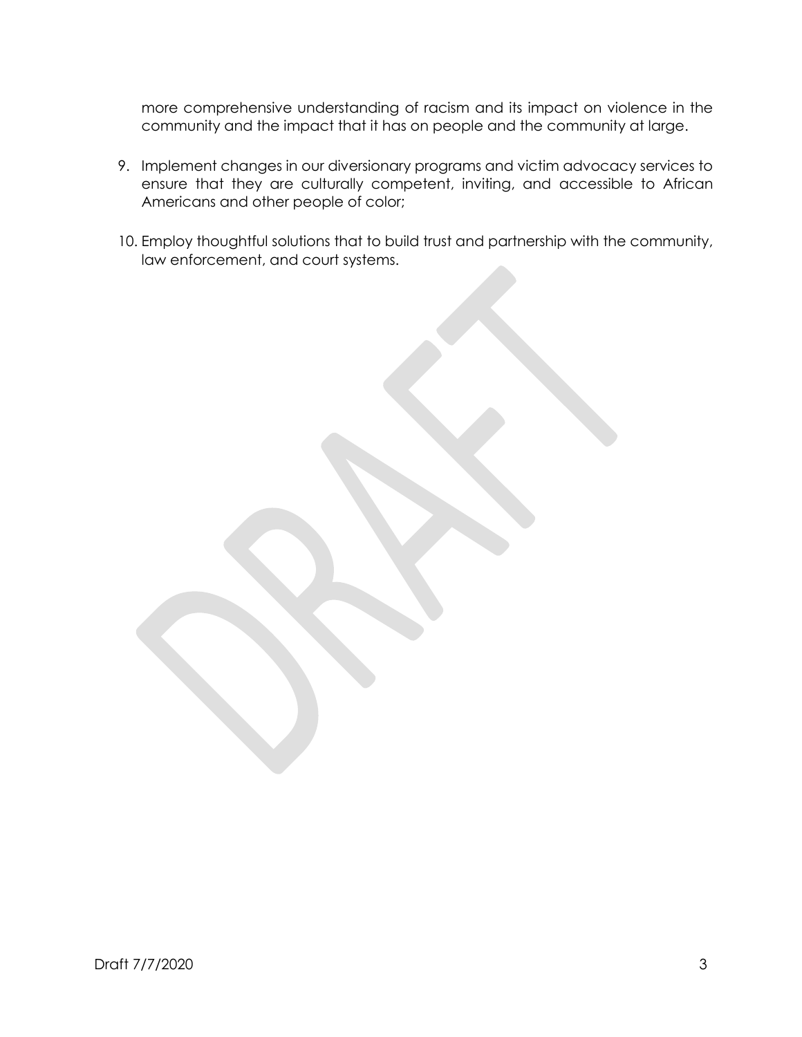more comprehensive understanding of racism and its impact on violence in the community and the impact that it has on people and the community at large.

9. Implement changes in our diversionary programs and victim advocacy services to ensure that they are culturally competent, inviting, and accessible to African Americans and other people of color;

10. Employ thoughtful solutions that to build trust and partnership with the community, law enforcement, and court systems.